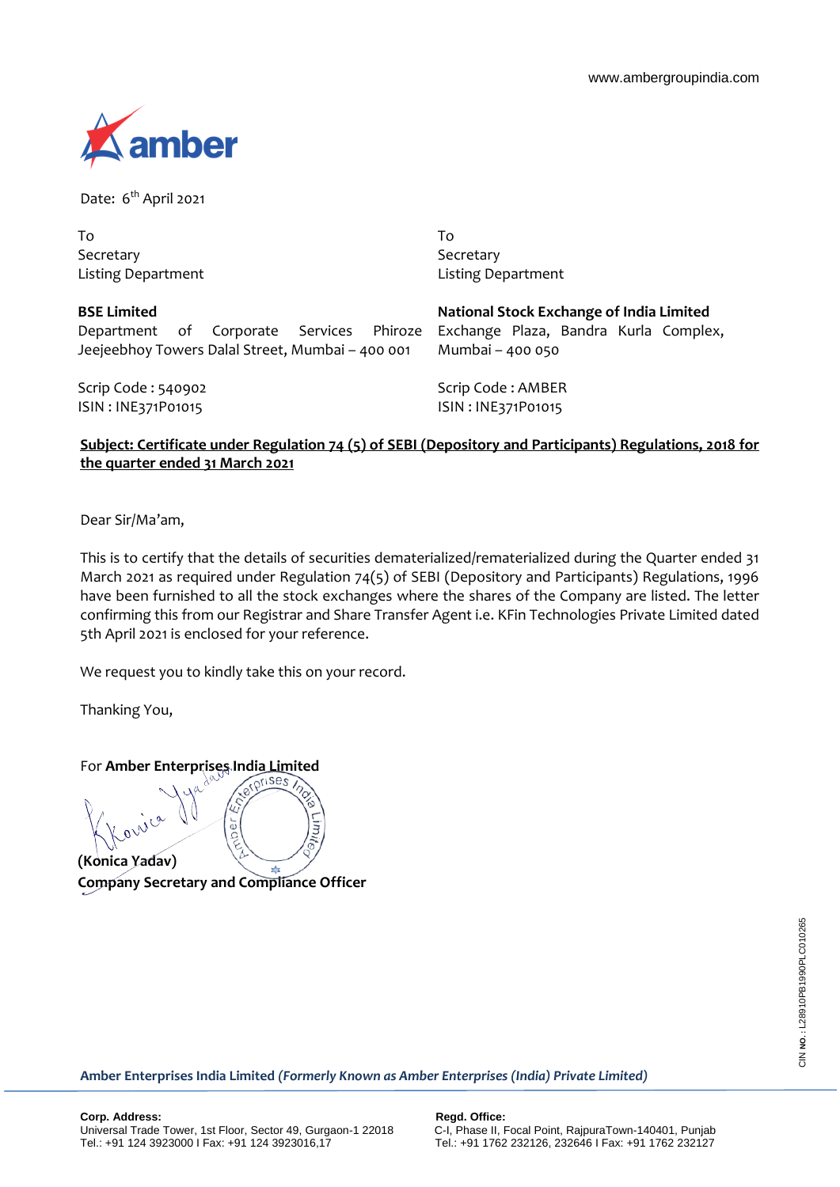www.ambergroupindia.com

amber

Date: 6th April 2021

| To | To |
|---|---|
| Secretary | Secretary |
| Listing Department | Listing Department |
| **BSE Limited** | **National Stock Exchange of India Limited** |
| Department of Corporate Services Phiroze Jeejeebhoy Towers Dalal Street, Mumbai – 400 001 | Exchange Plaza, Bandra Kurla Complex, Mumbai – 400 050 |
| Scrip Code : 540902 | Scrip Code : AMBER |
| ISIN : INE371P01015 | ISIN : INE371P01015 |

**Subject: Certificate under Regulation 74 (5) of SEBI (Depository and Participants) Regulations, 2018 for the quarter ended 31 March 2021**

Dear Sir/Ma'am,

This is to certify that the details of securities dematerialized/rematerialized during the Quarter ended 31 March 2021 as required under Regulation 74(5) of SEBI (Depository and Participants) Regulations, 1996 have been furnished to all the stock exchanges where the shares of the Company are listed. The letter confirming this from our Registrar and Share Transfer Agent i.e. KFin Technologies Private Limited dated 5th April 2021 is enclosed for your reference.

We request you to kindly take this on your record.

Thanking You,

For **Amber Enterprises India Limited**

**(Konica Yadav)**
**Company Secretary and Compliance Officer**

CIN NO.: L28910PB1990PLC010265

**Amber Enterprises India Limited** ***(Formerly Known as Amber Enterprises (India) Private Limited)***

**Corp. Address:**
Universal Trade Tower, 1st Floor, Sector 49, Gurgaon-1 22018
Tel.: +91 124 3923000 I Fax: +91 124 3923016,17

**Regd. Office:**
C-I, Phase II, Focal Point, RajpuraTown-140401, Punjab
Tel.: +91 1762 232126, 232646 I Fax: +91 1762 232127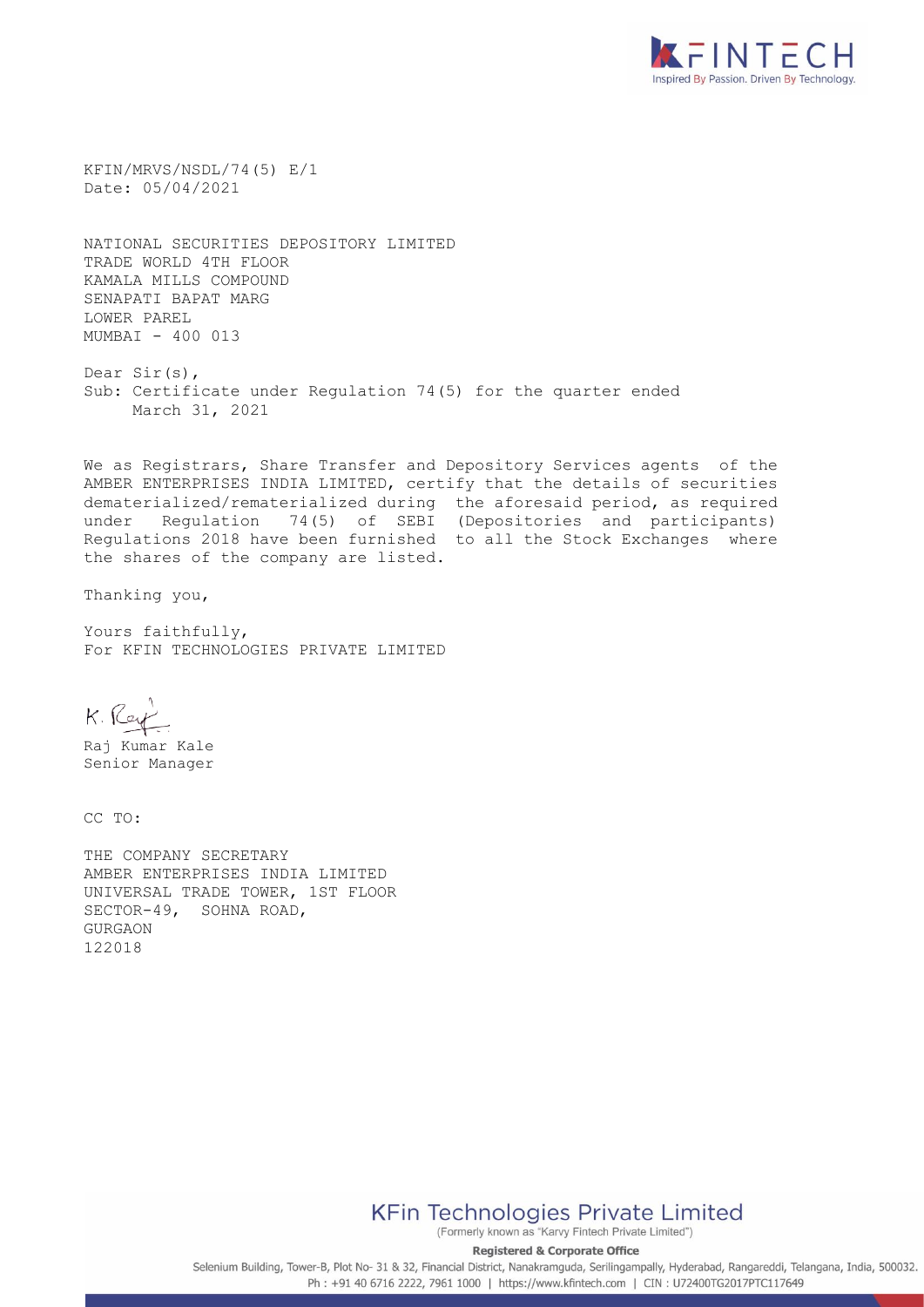KFIN/MRVS/NSDL/74(5) E/1
Date: 05/04/2021

NATIONAL SECURITIES DEPOSITORY LIMITED
TRADE WORLD 4TH FLOOR
KAMALA MILLS COMPOUND
SENAPATI BAPAT MARG
LOWER PAREL
MUMBAI - 400 013

Dear Sir(s),

Sub: Certificate under Regulation 74(5) for the quarter ended March 31, 2021

We as Registrars, Share Transfer and Depository Services agents of the AMBER ENTERPRISES INDIA LIMITED, certify that the details of securities dematerialized/rematerialized during the aforesaid period, as required under Regulation 74(5) of SEBI (Depositories and participants) Regulations 2018 have been furnished to all the Stock Exchanges where the shares of the company are listed.

Thanking you,

Yours faithfully,
For KFIN TECHNOLOGIES PRIVATE LIMITED

K. Raj

Raj Kumar Kale
Senior Manager

CC TO:

THE COMPANY SECRETARY
AMBER ENTERPRISES INDIA LIMITED
UNIVERSAL TRADE TOWER, 1ST FLOOR
SECTOR-49, SOHNA ROAD,
GURGAON
122018

KFin Technologies Private Limited
(Formerly known as "Karvy Fintech Private Limited")

**Registered & Corporate Office**
Selenium Building, Tower-B, Plot No- 31 & 32, Financial District, Nanakramguda, Serilingampally, Hyderabad, Rangareddi, Telangana, India, 500032.
Ph : +91 40 6716 2222, 7961 1000 | https://www.kfintech.com | CIN : U72400TG2017PTC117649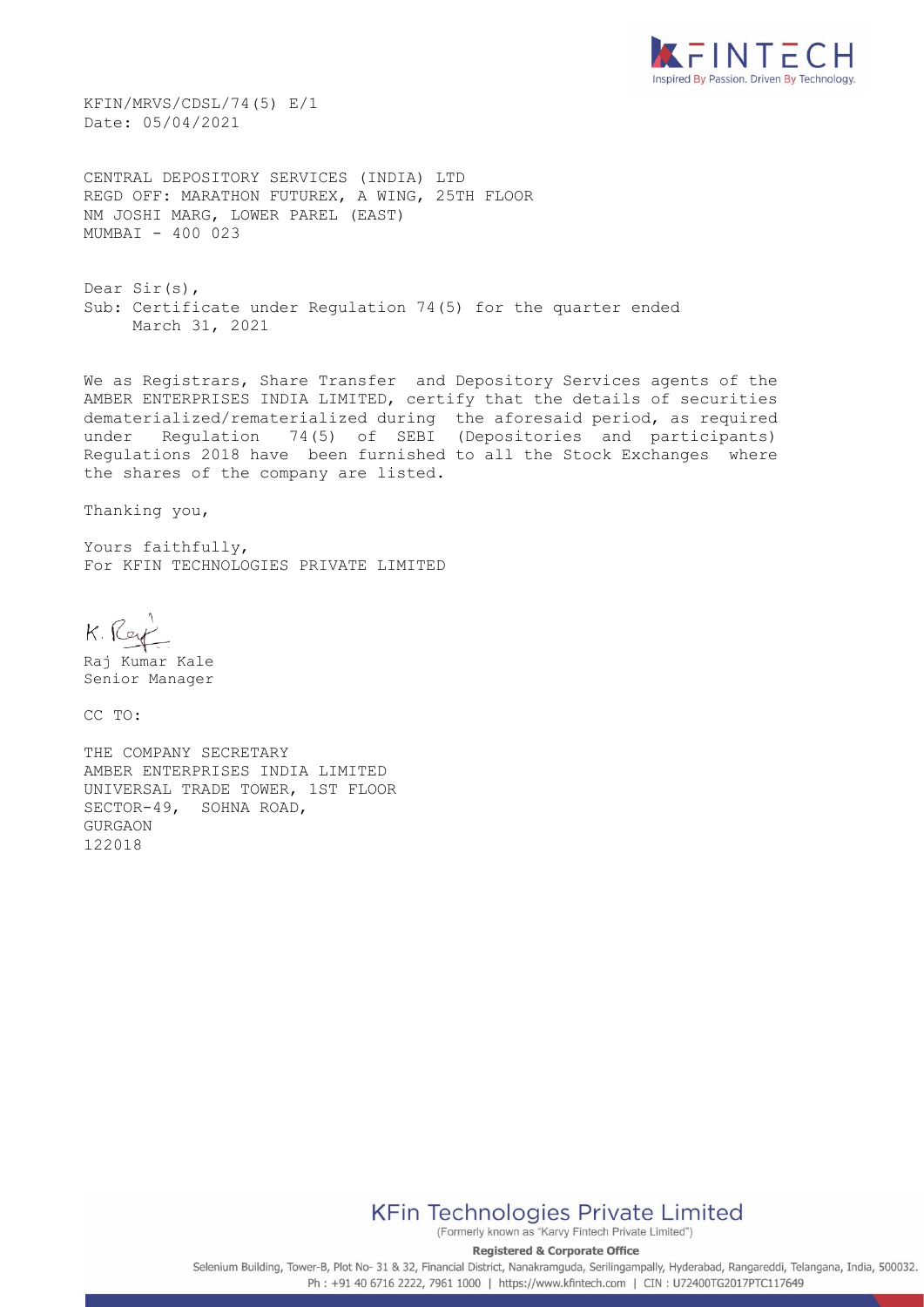KFIN/MRVS/CDSL/74(5) E/1
Date: 05/04/2021

CENTRAL DEPOSITORY SERVICES (INDIA) LTD
REGD OFF: MARATHON FUTUREX, A WING, 25TH FLOOR
NM JOSHI MARG, LOWER PAREL (EAST)
MUMBAI - 400 023

Dear Sir(s),
Sub: Certificate under Regulation 74(5) for the quarter ended March 31, 2021

We as Registrars, Share Transfer and Depository Services agents of the AMBER ENTERPRISES INDIA LIMITED, certify that the details of securities dematerialized/rematerialized during the aforesaid period, as required under Regulation 74(5) of SEBI (Depositories and participants) Regulations 2018 have been furnished to all the Stock Exchanges where the shares of the company are listed.

Thanking you,

Yours faithfully,
For KFIN TECHNOLOGIES PRIVATE LIMITED

K. Raj

Raj Kumar Kale
Senior Manager

CC TO:

THE COMPANY SECRETARY
AMBER ENTERPRISES INDIA LIMITED
UNIVERSAL TRADE TOWER, 1ST FLOOR
SECTOR-49, SOHNA ROAD,
GURGAON
122018

**KFin Technologies Private Limited**
(Formerly known as "Karvy Fintech Private Limited")

**Registered & Corporate Office**
Selenium Building, Tower-B, Plot No- 31 & 32, Financial District, Nanakramguda, Serilingampally, Hyderabad, Rangareddi, Telangana, India, 500032.
Ph : +91 40 6716 2222, 7961 1000 | https://www.kfintech.com | CIN : U72400TG2017PTC117649